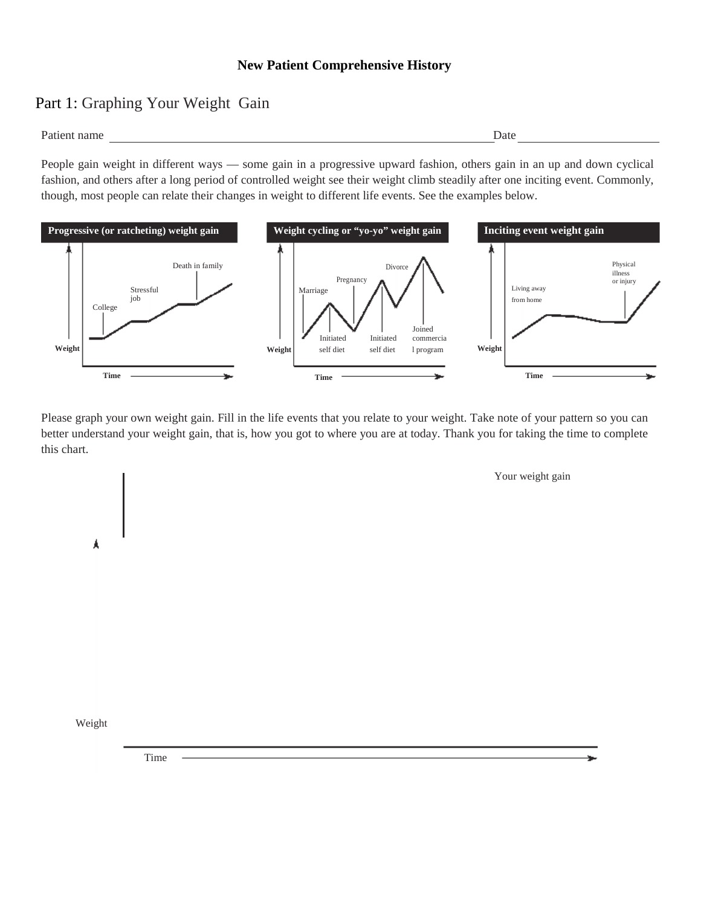**New Patient Comprehensive History**

## Part 1: Graphing Your Weight Gain

Patient name ______________________________________________ Date ____________________

People gain weight in different ways — some gain in a progressive upward fashion, others gain in an up and down cyclical fashion, and others after a long period of controlled weight see their weight climb steadily after one inciting event. Commonly, though, most people can relate their changes in weight to different life events. See the examples below.

**Progressive (or ratcheting) weight gain**

Weight — College — Stressful job — Death in family — Time

**Weight cycling or "yo-yo" weight gain**

Weight — Marriage — Initiated self diet — Pregnancy — Initiated self diet — Divorce — Joined commercial program — Time

**Inciting event weight gain**

Weight — Living away from home — Physical illness or injury — Time

Please graph your own weight gain. Fill in the life events that you relate to your weight. Take note of your pattern so you can better understand your weight gain, that is, how you got to where you are at today. Thank you for taking the time to complete this chart.

Your weight gain

Weight

Time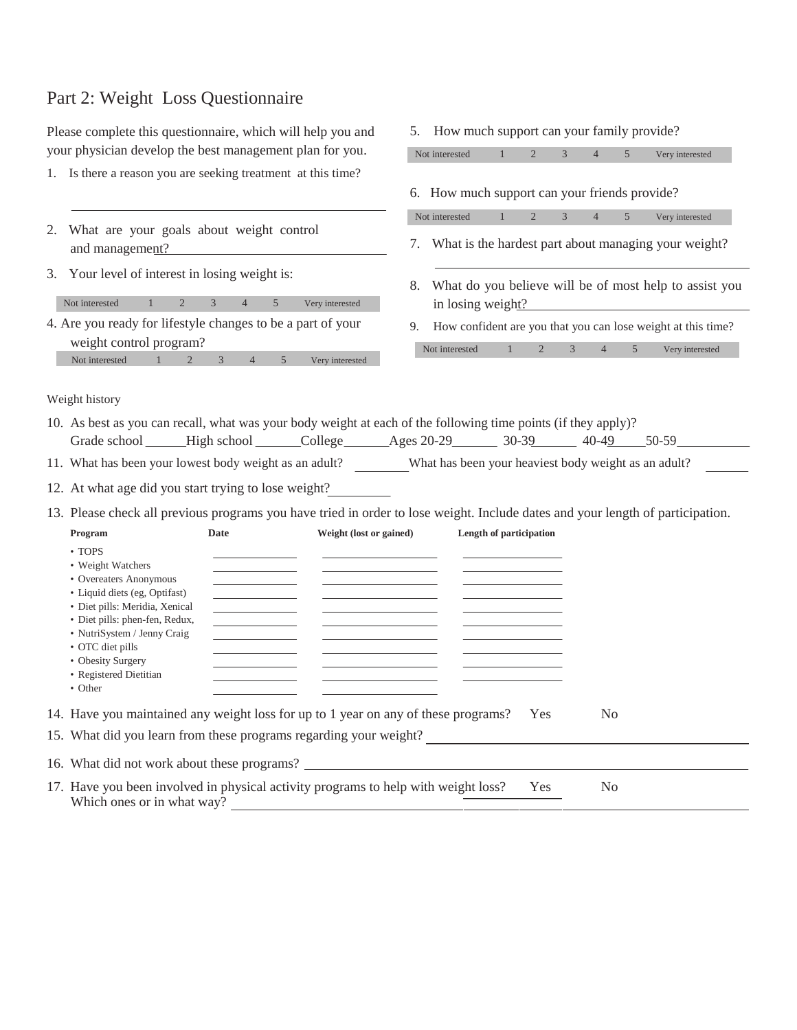## Part 2: Weight Loss Questionnaire

Please complete this questionnaire, which will help you and your physician develop the best management plan for you.

1. Is there a reason you are seeking treatment at this time?

   \_\_\_\_\_\_\_\_\_\_\_\_\_\_\_\_\_\_\_\_\_\_\_\_\_\_\_\_\_\_\_\_\_\_\_\_\_\_\_\_

2. What are your goals about weight control and management? \_\_\_\_\_\_\_\_\_\_\_\_\_\_\_\_\_\_\_\_\_\_\_\_\_\_\_\_

3. Your level of interest in losing weight is:

| Not interested | 1 | 2 | 3 | 4 | 5 | Very interested |
|---|---|---|---|---|---|---|

4. Are you ready for lifestyle changes to be a part of your weight control program?

| Not interested | 1 | 2 | 3 | 4 | 5 | Very interested |
|---|---|---|---|---|---|---|

5. How much support can your family provide?

| Not interested | 1 | 2 | 3 | 4 | 5 | Very interested |
|---|---|---|---|---|---|---|

6. How much support can your friends provide?

| Not interested | 1 | 2 | 3 | 4 | 5 | Very interested |
|---|---|---|---|---|---|---|

7. What is the hardest part about managing your weight?

   \_\_\_\_\_\_\_\_\_\_\_\_\_\_\_\_\_\_\_\_\_\_\_\_\_\_\_\_\_\_\_\_\_\_\_\_\_\_\_\_

8. What do you believe will be of most help to assist you in losing weight? \_\_\_\_\_\_\_\_\_\_\_\_\_\_\_\_\_\_\_\_\_\_\_\_\_\_\_\_

9. How confident are you that you can lose weight at this time?

| Not interested | 1 | 2 | 3 | 4 | 5 | Very interested |
|---|---|---|---|---|---|---|

Weight history

10. As best as you can recall, what was your body weight at each of the following time points (if they apply)?
    Grade school \_\_\_\_\_\_ High school \_\_\_\_\_\_ College \_\_\_\_\_\_ Ages 20-29 \_\_\_\_\_\_ 30-39 \_\_\_\_\_\_ 40-49 \_\_\_\_\_\_ 50-59 \_\_\_\_\_\_

11. What has been your lowest body weight as an adult? \_\_\_\_\_\_ What has been your heaviest body weight as an adult? \_\_\_\_\_\_

12. At what age did you start trying to lose weight? \_\_\_\_\_\_

13. Please check all previous programs you have tried in order to lose weight. Include dates and your length of participation.

| Program | Date | Weight (lost or gained) | Length of participation |
|---|---|---|---|
| • TOPS | | | |
| • Weight Watchers | | | |
| • Overeaters Anonymous | | | |
| • Liquid diets (eg, Optifast) | | | |
| • Diet pills: Meridia, Xenical | | | |
| • Diet pills: phen-fen, Redux, | | | |
| • NutriSystem / Jenny Craig | | | |
| • OTC diet pills | | | |
| • Obesity Surgery | | | |
| • Registered Dietitian | | | |
| • Other | | | |

14. Have you maintained any weight loss for up to 1 year on any of these programs? Yes No

15. What did you learn from these programs regarding your weight? \_\_\_\_\_\_\_\_\_\_\_\_\_\_\_\_\_\_\_\_\_\_\_\_\_\_\_\_

16. What did not work about these programs? \_\_\_\_\_\_\_\_\_\_\_\_\_\_\_\_\_\_\_\_\_\_\_\_\_\_\_\_

17. Have you been involved in physical activity programs to help with weight loss? Yes No
    Which ones or in what way? \_\_\_\_\_\_\_\_\_\_\_\_\_\_\_\_\_\_\_\_\_\_\_\_\_\_\_\_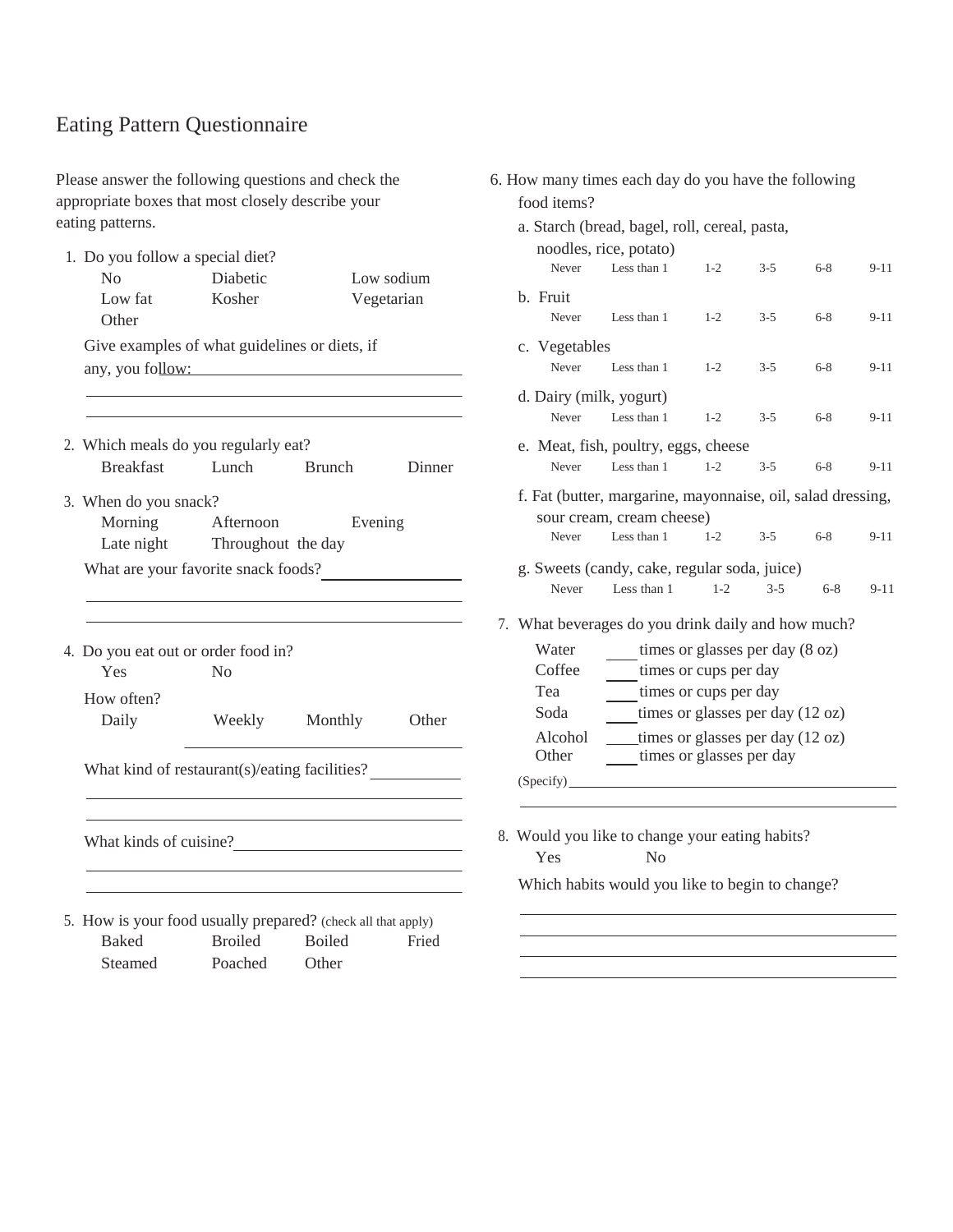# Eating Pattern Questionnaire

Please answer the following questions and check the appropriate boxes that most closely describe your eating patterns.

1. Do you follow a special diet?

   No    Diabetic    Low sodium
   Low fat    Kosher    Vegetarian
   Other

   Give examples of what guidelines or diets, if any, you follow: \_\_\_\_\_\_\_\_\_\_\_\_\_\_\_\_\_\_\_\_

2. Which meals do you regularly eat?

   Breakfast    Lunch    Brunch    Dinner

3. When do you snack?

   Morning    Afternoon    Evening
   Late night    Throughout the day

   What are your favorite snack foods? \_\_\_\_\_\_\_\_\_\_\_\_\_\_\_\_\_\_\_\_

4. Do you eat out or order food in?

   Yes    No

   How often?

   Daily    Weekly    Monthly    Other \_\_\_\_\_\_\_\_\_\_

   What kind of restaurant(s)/eating facilities? \_\_\_\_\_\_\_\_\_\_

   What kinds of cuisine? \_\_\_\_\_\_\_\_\_\_

5. How is your food usually prepared? (check all that apply)

   Baked    Broiled    Boiled    Fried
   Steamed    Poached    Other

6. How many times each day do you have the following food items?

   a. Starch (bread, bagel, roll, cereal, pasta, noodles, rice, potato)
      Never    Less than 1    1-2    3-5    6-8    9-11

   b. Fruit
      Never    Less than 1    1-2    3-5    6-8    9-11

   c. Vegetables
      Never    Less than 1    1-2    3-5    6-8    9-11

   d. Dairy (milk, yogurt)
      Never    Less than 1    1-2    3-5    6-8    9-11

   e. Meat, fish, poultry, eggs, cheese
      Never    Less than 1    1-2    3-5    6-8    9-11

   f. Fat (butter, margarine, mayonnaise, oil, salad dressing, sour cream, cream cheese)
      Never    Less than 1    1-2    3-5    6-8    9-11

   g. Sweets (candy, cake, regular soda, juice)
      Never    Less than 1    1-2    3-5    6-8    9-11

7. What beverages do you drink daily and how much?

   Water \_\_\_\_ times or glasses per day (8 oz)
   Coffee \_\_\_\_ times or cups per day
   Tea \_\_\_\_ times or cups per day
   Soda \_\_\_\_ times or glasses per day (12 oz)
   Alcohol \_\_\_\_ times or glasses per day (12 oz)
   Other \_\_\_\_ times or glasses per day

   (Specify) \_\_\_\_\_\_\_\_\_\_\_\_\_\_\_\_\_\_\_\_

8. Would you like to change your eating habits?

   Yes    No

   Which habits would you like to begin to change?

   \_\_\_\_\_\_\_\_\_\_\_\_\_\_\_\_\_\_\_\_